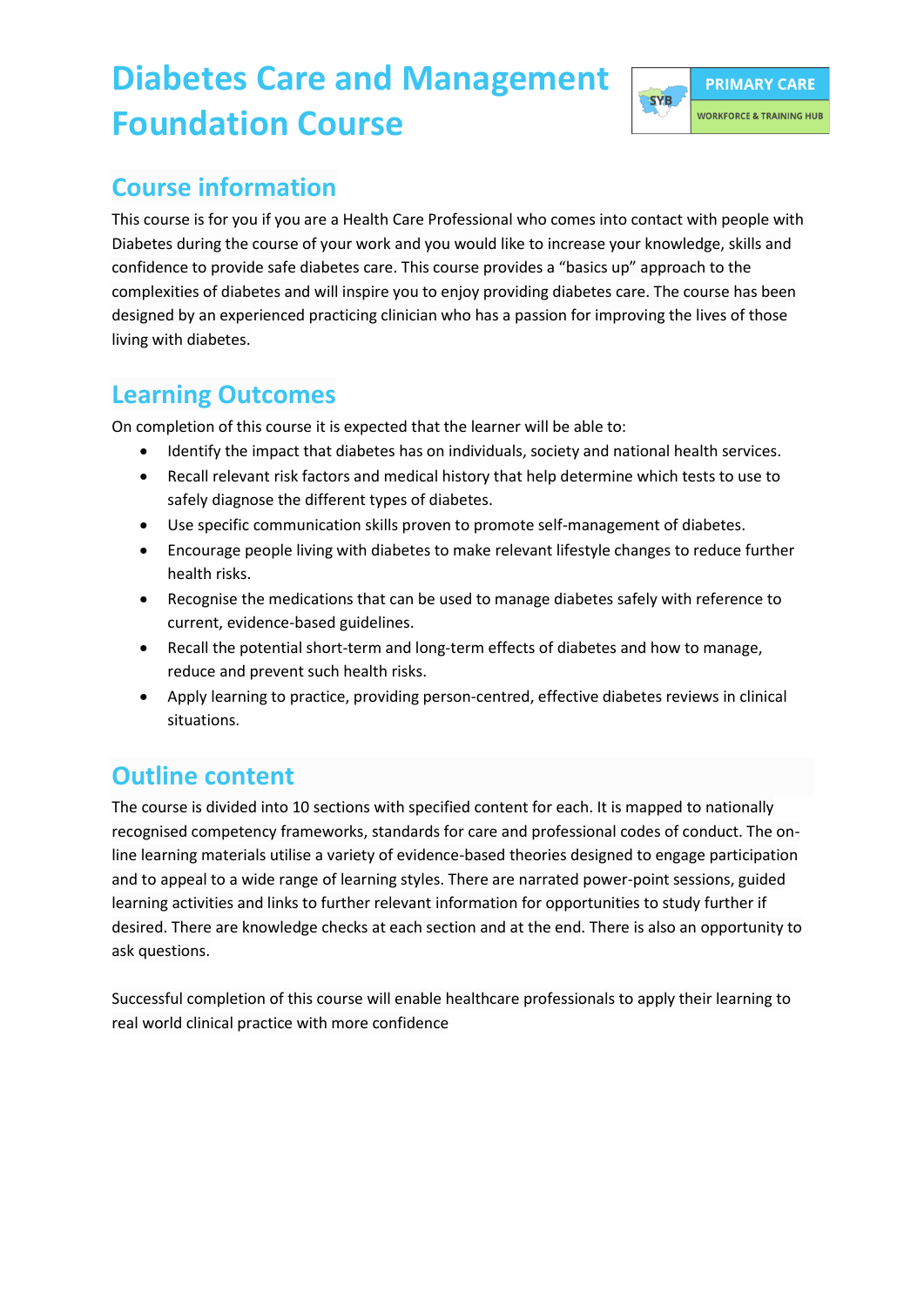# Diabetes Care and Management Foundation Course

## Course information

This course is for you if you are a Health Care Professional who comes into contact with people with Diabetes during the course of your work and you would like to increase your knowledge, skills and confidence to provide safe diabetes care. This course provides a "basics up" approach to the complexities of diabetes and will inspire you to enjoy providing diabetes care. The course has been designed by an experienced practicing clinician who has a passion for improving the lives of those living with diabetes.

## Learning Outcomes

On completion of this course it is expected that the learner will be able to:

- Identify the impact that diabetes has on individuals, society and national health services.
- Recall relevant risk factors and medical history that help determine which tests to use to safely diagnose the different types of diabetes.
- Use specific communication skills proven to promote self-management of diabetes.
- Encourage people living with diabetes to make relevant lifestyle changes to reduce further health risks.
- Recognise the medications that can be used to manage diabetes safely with reference to current, evidence-based guidelines.
- Recall the potential short-term and long-term effects of diabetes and how to manage, reduce and prevent such health risks.
- Apply learning to practice, providing person-centred, effective diabetes reviews in clinical situations.

## Outline content

The course is divided into 10 sections with specified content for each. It is mapped to nationally recognised competency frameworks, standards for care and professional codes of conduct. The on-line learning materials utilise a variety of evidence-based theories designed to engage participation and to appeal to a wide range of learning styles. There are narrated power-point sessions, guided learning activities and links to further relevant information for opportunities to study further if desired. There are knowledge checks at each section and at the end. There is also an opportunity to ask questions.

Successful completion of this course will enable healthcare professionals to apply their learning to real world clinical practice with more confidence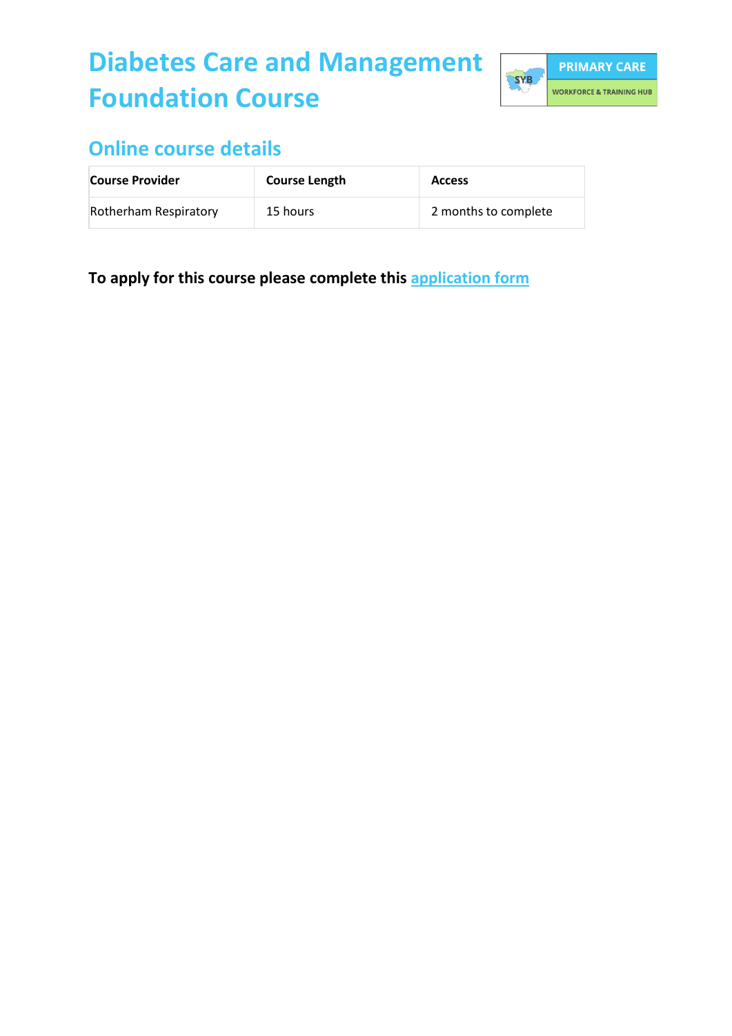# Diabetes Care and Management Foundation Course

## Online course details

| Course Provider | Course Length | Access |
|---|---|---|
| Rotherham Respiratory | 15 hours | 2 months to complete |

**To apply for this course please complete this application form**